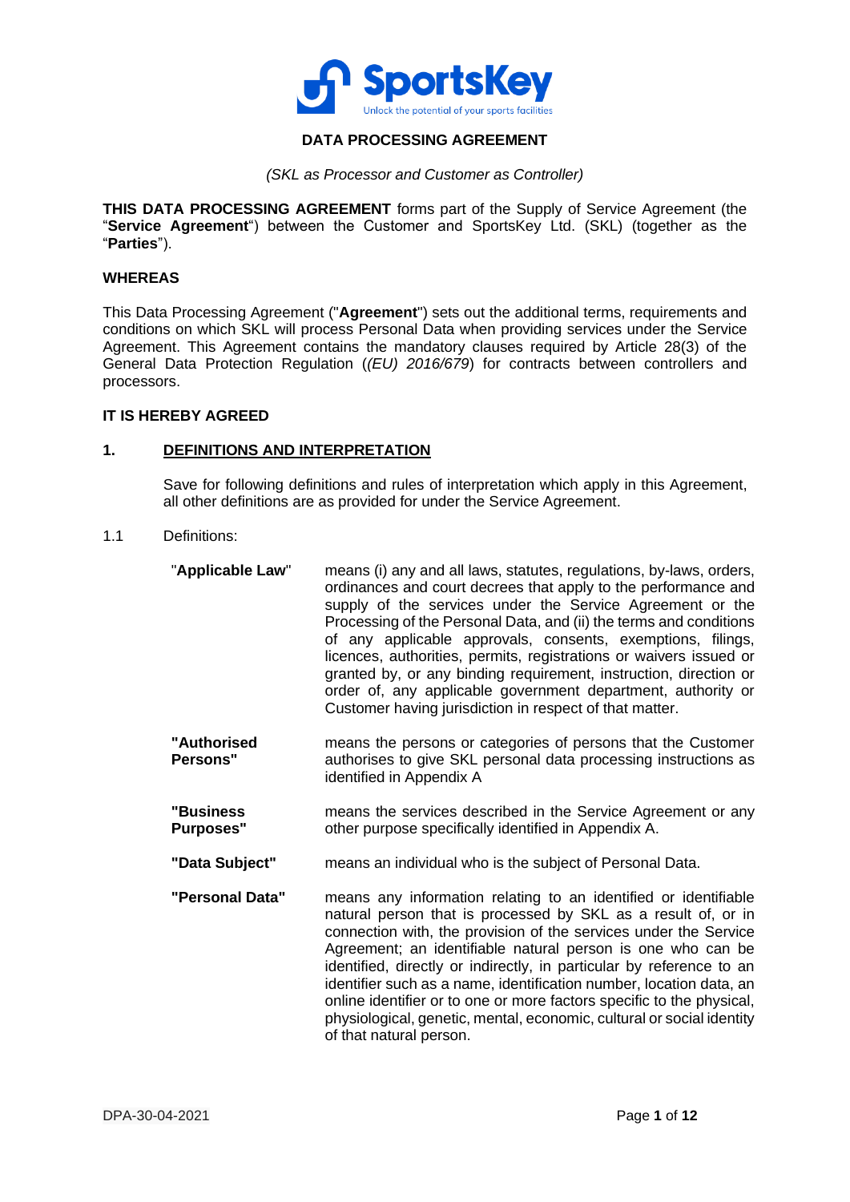# DATA PROCESSING AGREEMENT

*(SKL as Processor and Customer as Controller)*

**THIS DATA PROCESSING AGREEMENT** forms part of the Supply of Service Agreement (the "**Service Agreement**") between the Customer and SportsKey Ltd. (SKL) (together as the "**Parties**").

**WHEREAS**

This Data Processing Agreement ("**Agreement**") sets out the additional terms, requirements and conditions on which SKL will process Personal Data when providing services under the Service Agreement. This Agreement contains the mandatory clauses required by Article 28(3) of the General Data Protection Regulation (*(EU) 2016/679*) for contracts between controllers and processors.

**IT IS HEREBY AGREED**

## 1. DEFINITIONS AND INTERPRETATION

Save for following definitions and rules of interpretation which apply in this Agreement, all other definitions are as provided for under the Service Agreement.

1.1 Definitions:

"**Applicable Law**" means (i) any and all laws, statutes, regulations, by-laws, orders, ordinances and court decrees that apply to the performance and supply of the services under the Service Agreement or the Processing of the Personal Data, and (ii) the terms and conditions of any applicable approvals, consents, exemptions, filings, licences, authorities, permits, registrations or waivers issued or granted by, or any binding requirement, instruction, direction or order of, any applicable government department, authority or Customer having jurisdiction in respect of that matter.

**"Authorised Persons"** means the persons or categories of persons that the Customer authorises to give SKL personal data processing instructions as identified in Appendix A

**"Business Purposes"** means the services described in the Service Agreement or any other purpose specifically identified in Appendix A.

**"Data Subject"** means an individual who is the subject of Personal Data.

**"Personal Data"** means any information relating to an identified or identifiable natural person that is processed by SKL as a result of, or in connection with, the provision of the services under the Service Agreement; an identifiable natural person is one who can be identified, directly or indirectly, in particular by reference to an identifier such as a name, identification number, location data, an online identifier or to one or more factors specific to the physical, physiological, genetic, mental, economic, cultural or social identity of that natural person.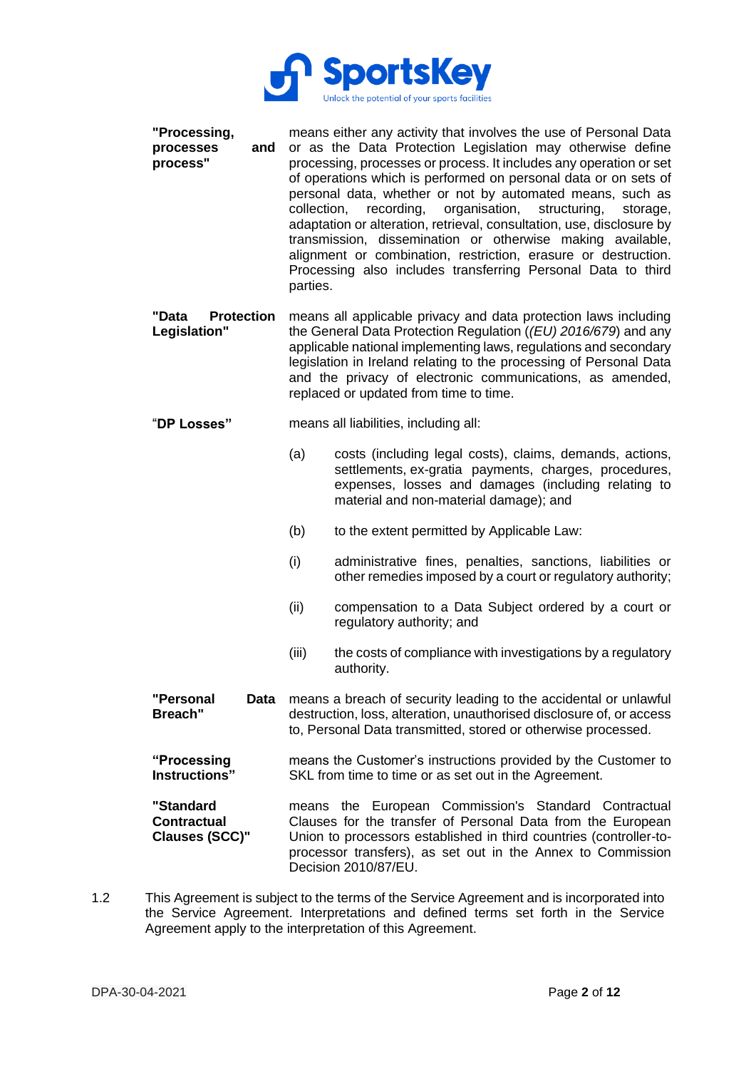**"Processing, processes and process"** means either any activity that involves the use of Personal Data or as the Data Protection Legislation may otherwise define processing, processes or process. It includes any operation or set of operations which is performed on personal data or on sets of personal data, whether or not by automated means, such as collection, recording, organisation, structuring, storage, adaptation or alteration, retrieval, consultation, use, disclosure by transmission, dissemination or otherwise making available, alignment or combination, restriction, erasure or destruction. Processing also includes transferring Personal Data to third parties.

**"Data Protection Legislation"** means all applicable privacy and data protection laws including the General Data Protection Regulation (*(EU) 2016/679*) and any applicable national implementing laws, regulations and secondary legislation in Ireland relating to the processing of Personal Data and the privacy of electronic communications, as amended, replaced or updated from time to time.

**"DP Losses"** means all liabilities, including all:

(a) costs (including legal costs), claims, demands, actions, settlements, ex-gratia payments, charges, procedures, expenses, losses and damages (including relating to material and non-material damage); and

(b) to the extent permitted by Applicable Law:

(i) administrative fines, penalties, sanctions, liabilities or other remedies imposed by a court or regulatory authority;

(ii) compensation to a Data Subject ordered by a court or regulatory authority; and

(iii) the costs of compliance with investigations by a regulatory authority.

**"Personal Data Breach"** means a breach of security leading to the accidental or unlawful destruction, loss, alteration, unauthorised disclosure of, or access to, Personal Data transmitted, stored or otherwise processed.

**"Processing Instructions"** means the Customer's instructions provided by the Customer to SKL from time to time or as set out in the Agreement.

**"Standard Contractual Clauses (SCC)"** means the European Commission's Standard Contractual Clauses for the transfer of Personal Data from the European Union to processors established in third countries (controller-to-processor transfers), as set out in the Annex to Commission Decision 2010/87/EU.

1.2 This Agreement is subject to the terms of the Service Agreement and is incorporated into the Service Agreement. Interpretations and defined terms set forth in the Service Agreement apply to the interpretation of this Agreement.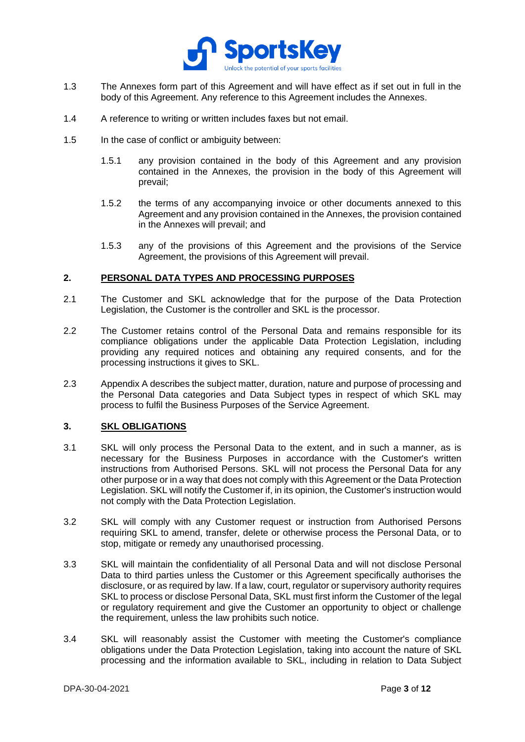1.3 The Annexes form part of this Agreement and will have effect as if set out in full in the body of this Agreement. Any reference to this Agreement includes the Annexes.

1.4 A reference to writing or written includes faxes but not email.

1.5 In the case of conflict or ambiguity between:

1.5.1 any provision contained in the body of this Agreement and any provision contained in the Annexes, the provision in the body of this Agreement will prevail;

1.5.2 the terms of any accompanying invoice or other documents annexed to this Agreement and any provision contained in the Annexes, the provision contained in the Annexes will prevail; and

1.5.3 any of the provisions of this Agreement and the provisions of the Service Agreement, the provisions of this Agreement will prevail.

## 2. PERSONAL DATA TYPES AND PROCESSING PURPOSES

2.1 The Customer and SKL acknowledge that for the purpose of the Data Protection Legislation, the Customer is the controller and SKL is the processor.

2.2 The Customer retains control of the Personal Data and remains responsible for its compliance obligations under the applicable Data Protection Legislation, including providing any required notices and obtaining any required consents, and for the processing instructions it gives to SKL.

2.3 Appendix A describes the subject matter, duration, nature and purpose of processing and the Personal Data categories and Data Subject types in respect of which SKL may process to fulfil the Business Purposes of the Service Agreement.

## 3. SKL OBLIGATIONS

3.1 SKL will only process the Personal Data to the extent, and in such a manner, as is necessary for the Business Purposes in accordance with the Customer's written instructions from Authorised Persons. SKL will not process the Personal Data for any other purpose or in a way that does not comply with this Agreement or the Data Protection Legislation. SKL will notify the Customer if, in its opinion, the Customer's instruction would not comply with the Data Protection Legislation.

3.2 SKL will comply with any Customer request or instruction from Authorised Persons requiring SKL to amend, transfer, delete or otherwise process the Personal Data, or to stop, mitigate or remedy any unauthorised processing.

3.3 SKL will maintain the confidentiality of all Personal Data and will not disclose Personal Data to third parties unless the Customer or this Agreement specifically authorises the disclosure, or as required by law. If a law, court, regulator or supervisory authority requires SKL to process or disclose Personal Data, SKL must first inform the Customer of the legal or regulatory requirement and give the Customer an opportunity to object or challenge the requirement, unless the law prohibits such notice.

3.4 SKL will reasonably assist the Customer with meeting the Customer's compliance obligations under the Data Protection Legislation, taking into account the nature of SKL processing and the information available to SKL, including in relation to Data Subject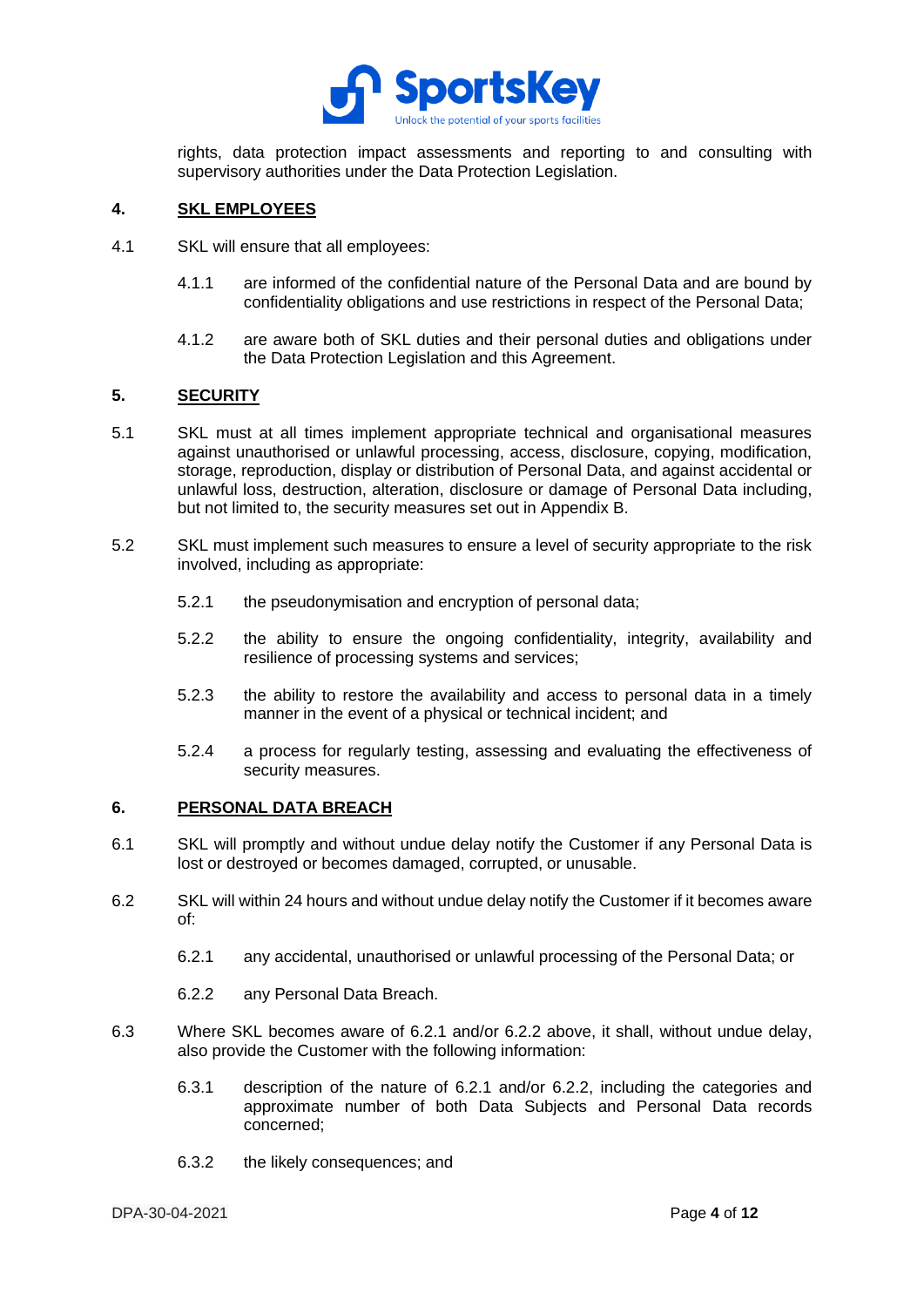rights, data protection impact assessments and reporting to and consulting with supervisory authorities under the Data Protection Legislation.

## 4. SKL EMPLOYEES

4.1 SKL will ensure that all employees:

4.1.1 are informed of the confidential nature of the Personal Data and are bound by confidentiality obligations and use restrictions in respect of the Personal Data;

4.1.2 are aware both of SKL duties and their personal duties and obligations under the Data Protection Legislation and this Agreement.

## 5. SECURITY

5.1 SKL must at all times implement appropriate technical and organisational measures against unauthorised or unlawful processing, access, disclosure, copying, modification, storage, reproduction, display or distribution of Personal Data, and against accidental or unlawful loss, destruction, alteration, disclosure or damage of Personal Data including, but not limited to, the security measures set out in Appendix B.

5.2 SKL must implement such measures to ensure a level of security appropriate to the risk involved, including as appropriate:

5.2.1 the pseudonymisation and encryption of personal data;

5.2.2 the ability to ensure the ongoing confidentiality, integrity, availability and resilience of processing systems and services;

5.2.3 the ability to restore the availability and access to personal data in a timely manner in the event of a physical or technical incident; and

5.2.4 a process for regularly testing, assessing and evaluating the effectiveness of security measures.

## 6. PERSONAL DATA BREACH

6.1 SKL will promptly and without undue delay notify the Customer if any Personal Data is lost or destroyed or becomes damaged, corrupted, or unusable.

6.2 SKL will within 24 hours and without undue delay notify the Customer if it becomes aware of:

6.2.1 any accidental, unauthorised or unlawful processing of the Personal Data; or

6.2.2 any Personal Data Breach.

6.3 Where SKL becomes aware of 6.2.1 and/or 6.2.2 above, it shall, without undue delay, also provide the Customer with the following information:

6.3.1 description of the nature of 6.2.1 and/or 6.2.2, including the categories and approximate number of both Data Subjects and Personal Data records concerned;

6.3.2 the likely consequences; and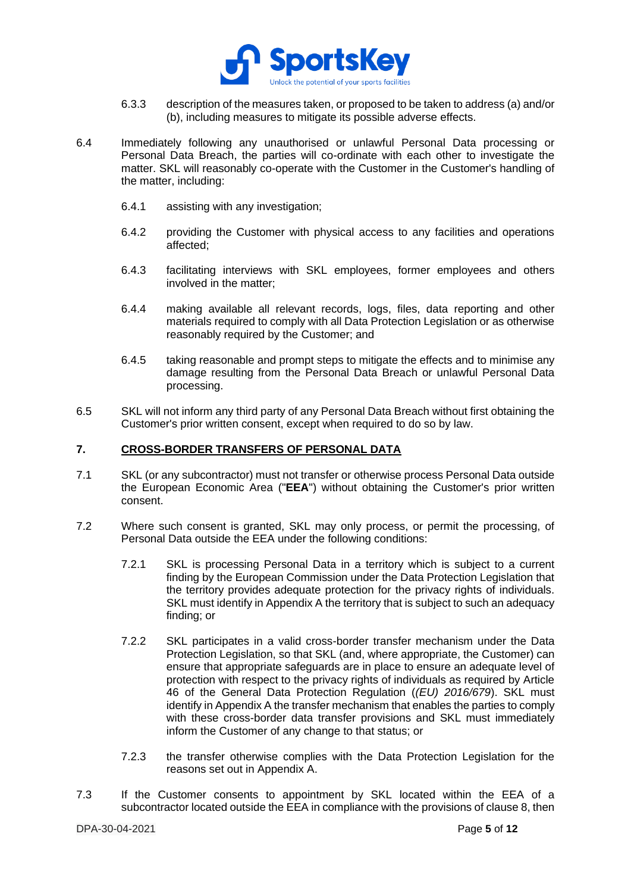6.3.3 description of the measures taken, or proposed to be taken to address (a) and/or (b), including measures to mitigate its possible adverse effects.

6.4 Immediately following any unauthorised or unlawful Personal Data processing or Personal Data Breach, the parties will co-ordinate with each other to investigate the matter. SKL will reasonably co-operate with the Customer in the Customer's handling of the matter, including:

6.4.1 assisting with any investigation;

6.4.2 providing the Customer with physical access to any facilities and operations affected;

6.4.3 facilitating interviews with SKL employees, former employees and others involved in the matter;

6.4.4 making available all relevant records, logs, files, data reporting and other materials required to comply with all Data Protection Legislation or as otherwise reasonably required by the Customer; and

6.4.5 taking reasonable and prompt steps to mitigate the effects and to minimise any damage resulting from the Personal Data Breach or unlawful Personal Data processing.

6.5 SKL will not inform any third party of any Personal Data Breach without first obtaining the Customer's prior written consent, except when required to do so by law.

## 7. CROSS-BORDER TRANSFERS OF PERSONAL DATA

7.1 SKL (or any subcontractor) must not transfer or otherwise process Personal Data outside the European Economic Area ("**EEA**") without obtaining the Customer's prior written consent.

7.2 Where such consent is granted, SKL may only process, or permit the processing, of Personal Data outside the EEA under the following conditions:

7.2.1 SKL is processing Personal Data in a territory which is subject to a current finding by the European Commission under the Data Protection Legislation that the territory provides adequate protection for the privacy rights of individuals. SKL must identify in Appendix A the territory that is subject to such an adequacy finding; or

7.2.2 SKL participates in a valid cross-border transfer mechanism under the Data Protection Legislation, so that SKL (and, where appropriate, the Customer) can ensure that appropriate safeguards are in place to ensure an adequate level of protection with respect to the privacy rights of individuals as required by Article 46 of the General Data Protection Regulation (*(EU) 2016/679*). SKL must identify in Appendix A the transfer mechanism that enables the parties to comply with these cross-border data transfer provisions and SKL must immediately inform the Customer of any change to that status; or

7.2.3 the transfer otherwise complies with the Data Protection Legislation for the reasons set out in Appendix A.

7.3 If the Customer consents to appointment by SKL located within the EEA of a subcontractor located outside the EEA in compliance with the provisions of clause 8, then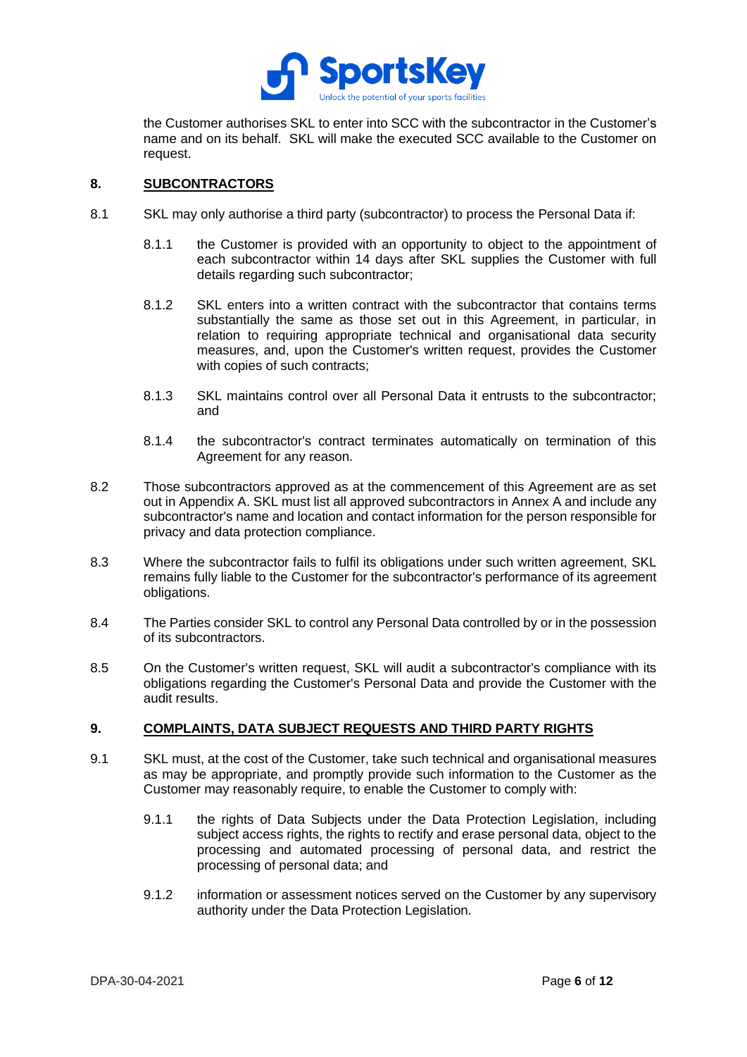the Customer authorises SKL to enter into SCC with the subcontractor in the Customer's name and on its behalf. SKL will make the executed SCC available to the Customer on request.

## 8. SUBCONTRACTORS

8.1 SKL may only authorise a third party (subcontractor) to process the Personal Data if:

8.1.1 the Customer is provided with an opportunity to object to the appointment of each subcontractor within 14 days after SKL supplies the Customer with full details regarding such subcontractor;

8.1.2 SKL enters into a written contract with the subcontractor that contains terms substantially the same as those set out in this Agreement, in particular, in relation to requiring appropriate technical and organisational data security measures, and, upon the Customer's written request, provides the Customer with copies of such contracts;

8.1.3 SKL maintains control over all Personal Data it entrusts to the subcontractor; and

8.1.4 the subcontractor's contract terminates automatically on termination of this Agreement for any reason.

8.2 Those subcontractors approved as at the commencement of this Agreement are as set out in Appendix A. SKL must list all approved subcontractors in Annex A and include any subcontractor's name and location and contact information for the person responsible for privacy and data protection compliance.

8.3 Where the subcontractor fails to fulfil its obligations under such written agreement, SKL remains fully liable to the Customer for the subcontractor's performance of its agreement obligations.

8.4 The Parties consider SKL to control any Personal Data controlled by or in the possession of its subcontractors.

8.5 On the Customer's written request, SKL will audit a subcontractor's compliance with its obligations regarding the Customer's Personal Data and provide the Customer with the audit results.

## 9. COMPLAINTS, DATA SUBJECT REQUESTS AND THIRD PARTY RIGHTS

9.1 SKL must, at the cost of the Customer, take such technical and organisational measures as may be appropriate, and promptly provide such information to the Customer as the Customer may reasonably require, to enable the Customer to comply with:

9.1.1 the rights of Data Subjects under the Data Protection Legislation, including subject access rights, the rights to rectify and erase personal data, object to the processing and automated processing of personal data, and restrict the processing of personal data; and

9.1.2 information or assessment notices served on the Customer by any supervisory authority under the Data Protection Legislation.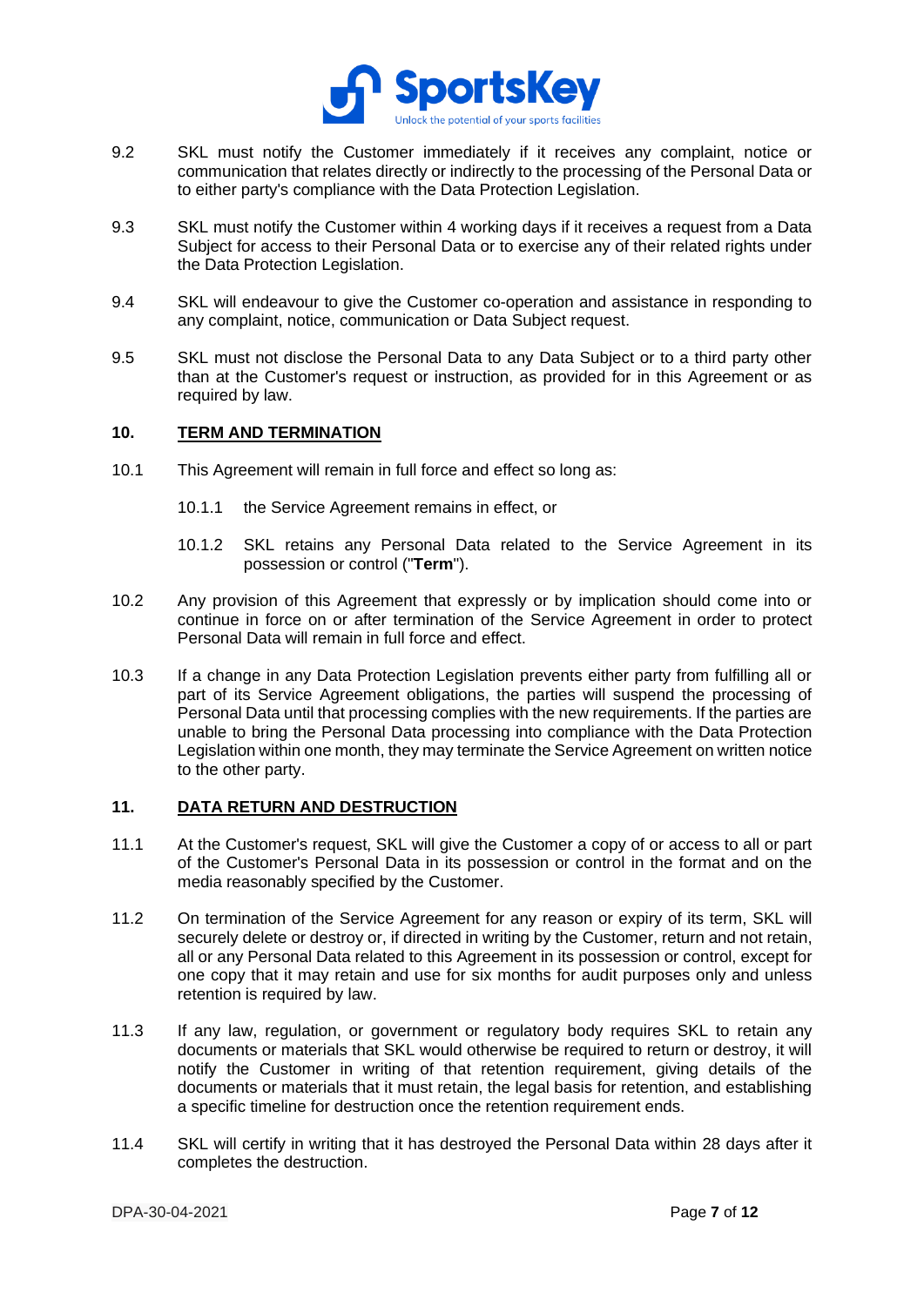9.2 SKL must notify the Customer immediately if it receives any complaint, notice or communication that relates directly or indirectly to the processing of the Personal Data or to either party's compliance with the Data Protection Legislation.

9.3 SKL must notify the Customer within 4 working days if it receives a request from a Data Subject for access to their Personal Data or to exercise any of their related rights under the Data Protection Legislation.

9.4 SKL will endeavour to give the Customer co-operation and assistance in responding to any complaint, notice, communication or Data Subject request.

9.5 SKL must not disclose the Personal Data to any Data Subject or to a third party other than at the Customer's request or instruction, as provided for in this Agreement or as required by law.

## 10. TERM AND TERMINATION

10.1 This Agreement will remain in full force and effect so long as:

10.1.1 the Service Agreement remains in effect, or

10.1.2 SKL retains any Personal Data related to the Service Agreement in its possession or control ("**Term**").

10.2 Any provision of this Agreement that expressly or by implication should come into or continue in force on or after termination of the Service Agreement in order to protect Personal Data will remain in full force and effect.

10.3 If a change in any Data Protection Legislation prevents either party from fulfilling all or part of its Service Agreement obligations, the parties will suspend the processing of Personal Data until that processing complies with the new requirements. If the parties are unable to bring the Personal Data processing into compliance with the Data Protection Legislation within one month, they may terminate the Service Agreement on written notice to the other party.

## 11. DATA RETURN AND DESTRUCTION

11.1 At the Customer's request, SKL will give the Customer a copy of or access to all or part of the Customer's Personal Data in its possession or control in the format and on the media reasonably specified by the Customer.

11.2 On termination of the Service Agreement for any reason or expiry of its term, SKL will securely delete or destroy or, if directed in writing by the Customer, return and not retain, all or any Personal Data related to this Agreement in its possession or control, except for one copy that it may retain and use for six months for audit purposes only and unless retention is required by law.

11.3 If any law, regulation, or government or regulatory body requires SKL to retain any documents or materials that SKL would otherwise be required to return or destroy, it will notify the Customer in writing of that retention requirement, giving details of the documents or materials that it must retain, the legal basis for retention, and establishing a specific timeline for destruction once the retention requirement ends.

11.4 SKL will certify in writing that it has destroyed the Personal Data within 28 days after it completes the destruction.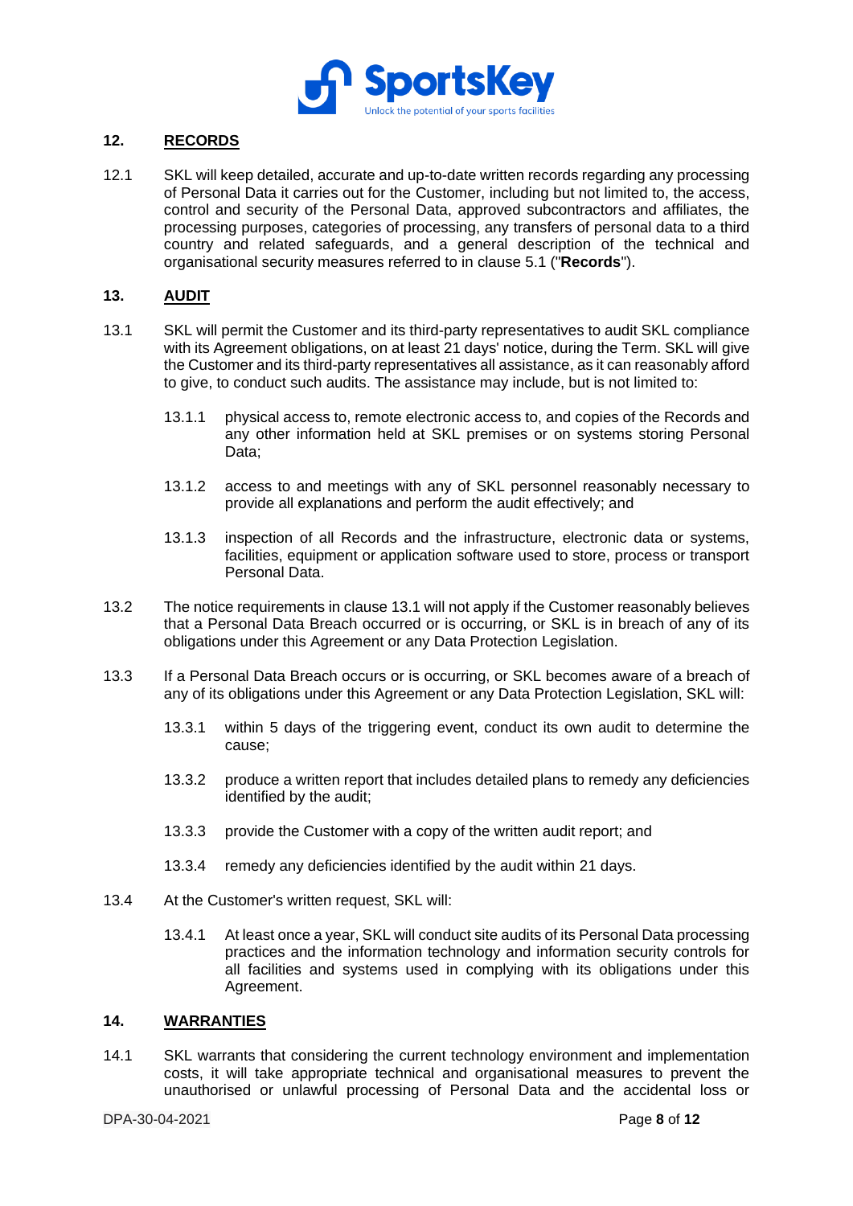## 12. RECORDS

12.1 SKL will keep detailed, accurate and up-to-date written records regarding any processing of Personal Data it carries out for the Customer, including but not limited to, the access, control and security of the Personal Data, approved subcontractors and affiliates, the processing purposes, categories of processing, any transfers of personal data to a third country and related safeguards, and a general description of the technical and organisational security measures referred to in clause 5.1 ("**Records**").

## 13. AUDIT

13.1 SKL will permit the Customer and its third-party representatives to audit SKL compliance with its Agreement obligations, on at least 21 days' notice, during the Term. SKL will give the Customer and its third-party representatives all assistance, as it can reasonably afford to give, to conduct such audits. The assistance may include, but is not limited to:

13.1.1 physical access to, remote electronic access to, and copies of the Records and any other information held at SKL premises or on systems storing Personal Data;

13.1.2 access to and meetings with any of SKL personnel reasonably necessary to provide all explanations and perform the audit effectively; and

13.1.3 inspection of all Records and the infrastructure, electronic data or systems, facilities, equipment or application software used to store, process or transport Personal Data.

13.2 The notice requirements in clause 13.1 will not apply if the Customer reasonably believes that a Personal Data Breach occurred or is occurring, or SKL is in breach of any of its obligations under this Agreement or any Data Protection Legislation.

13.3 If a Personal Data Breach occurs or is occurring, or SKL becomes aware of a breach of any of its obligations under this Agreement or any Data Protection Legislation, SKL will:

13.3.1 within 5 days of the triggering event, conduct its own audit to determine the cause;

13.3.2 produce a written report that includes detailed plans to remedy any deficiencies identified by the audit;

13.3.3 provide the Customer with a copy of the written audit report; and

13.3.4 remedy any deficiencies identified by the audit within 21 days.

13.4 At the Customer's written request, SKL will:

13.4.1 At least once a year, SKL will conduct site audits of its Personal Data processing practices and the information technology and information security controls for all facilities and systems used in complying with its obligations under this Agreement.

## 14. WARRANTIES

14.1 SKL warrants that considering the current technology environment and implementation costs, it will take appropriate technical and organisational measures to prevent the unauthorised or unlawful processing of Personal Data and the accidental loss or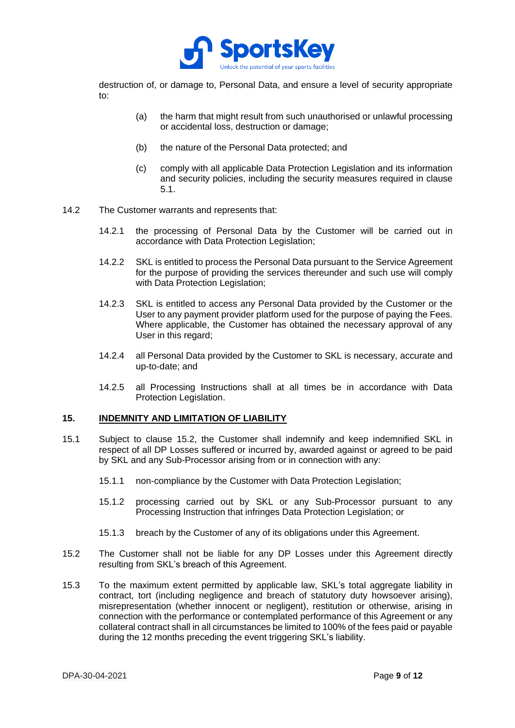destruction of, or damage to, Personal Data, and ensure a level of security appropriate to:

(a) the harm that might result from such unauthorised or unlawful processing or accidental loss, destruction or damage;

(b) the nature of the Personal Data protected; and

(c) comply with all applicable Data Protection Legislation and its information and security policies, including the security measures required in clause 5.1.

14.2 The Customer warrants and represents that:

14.2.1 the processing of Personal Data by the Customer will be carried out in accordance with Data Protection Legislation;

14.2.2 SKL is entitled to process the Personal Data pursuant to the Service Agreement for the purpose of providing the services thereunder and such use will comply with Data Protection Legislation;

14.2.3 SKL is entitled to access any Personal Data provided by the Customer or the User to any payment provider platform used for the purpose of paying the Fees. Where applicable, the Customer has obtained the necessary approval of any User in this regard;

14.2.4 all Personal Data provided by the Customer to SKL is necessary, accurate and up-to-date; and

14.2.5 all Processing Instructions shall at all times be in accordance with Data Protection Legislation.

## 15. INDEMNITY AND LIMITATION OF LIABILITY

15.1 Subject to clause 15.2, the Customer shall indemnify and keep indemnified SKL in respect of all DP Losses suffered or incurred by, awarded against or agreed to be paid by SKL and any Sub-Processor arising from or in connection with any:

15.1.1 non-compliance by the Customer with Data Protection Legislation;

15.1.2 processing carried out by SKL or any Sub-Processor pursuant to any Processing Instruction that infringes Data Protection Legislation; or

15.1.3 breach by the Customer of any of its obligations under this Agreement.

15.2 The Customer shall not be liable for any DP Losses under this Agreement directly resulting from SKL's breach of this Agreement.

15.3 To the maximum extent permitted by applicable law, SKL's total aggregate liability in contract, tort (including negligence and breach of statutory duty howsoever arising), misrepresentation (whether innocent or negligent), restitution or otherwise, arising in connection with the performance or contemplated performance of this Agreement or any collateral contract shall in all circumstances be limited to 100% of the fees paid or payable during the 12 months preceding the event triggering SKL's liability.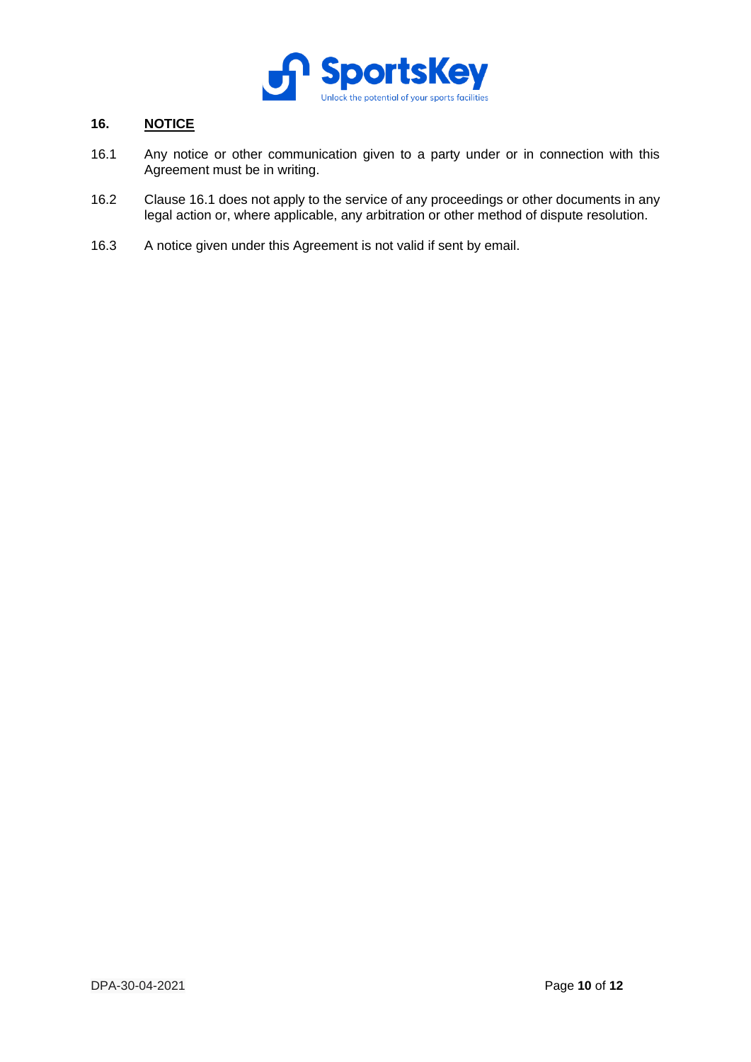## 16. NOTICE

16.1 Any notice or other communication given to a party under or in connection with this Agreement must be in writing.

16.2 Clause 16.1 does not apply to the service of any proceedings or other documents in any legal action or, where applicable, any arbitration or other method of dispute resolution.

16.3 A notice given under this Agreement is not valid if sent by email.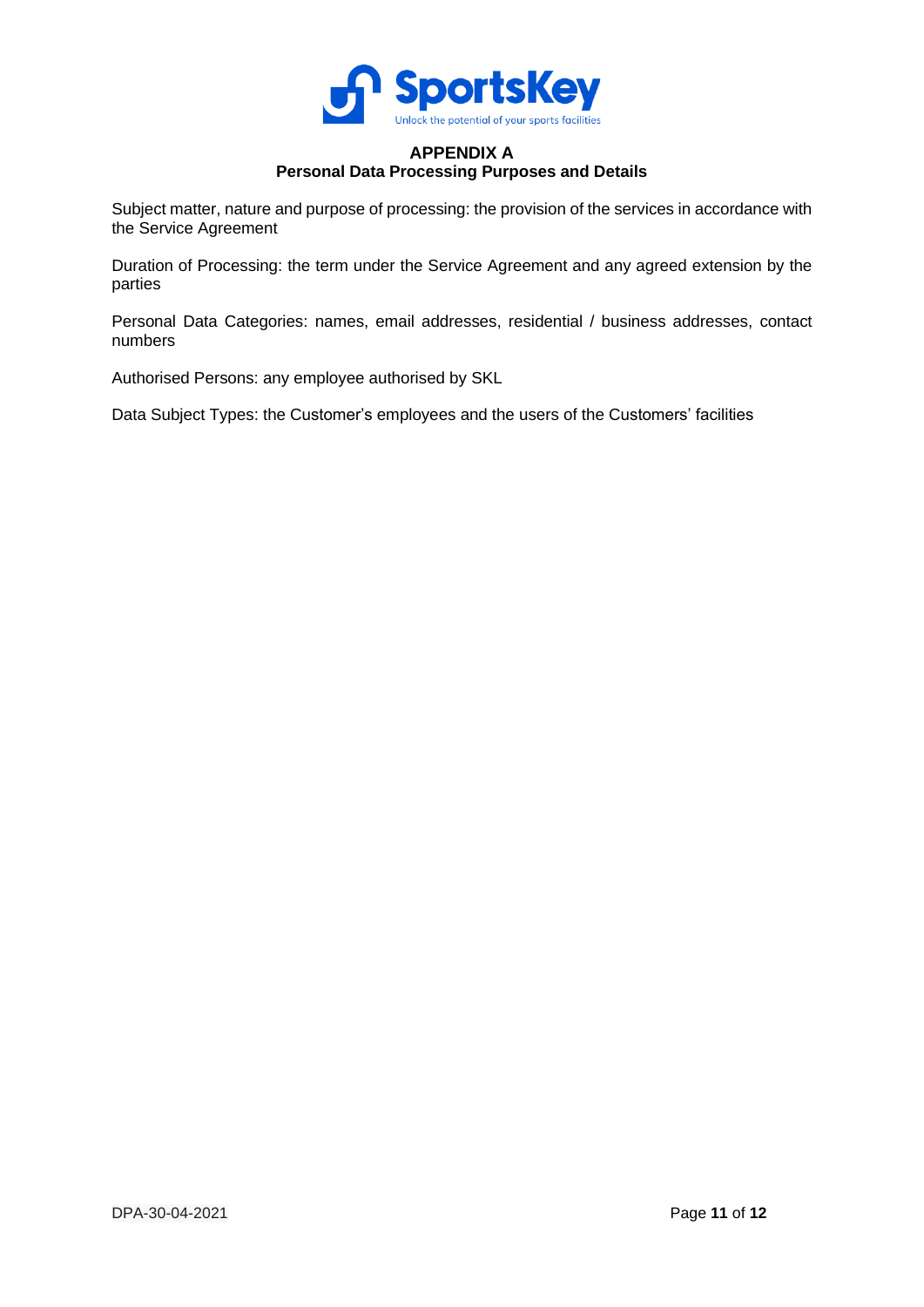# APPENDIX A

## Personal Data Processing Purposes and Details

Subject matter, nature and purpose of processing: the provision of the services in accordance with the Service Agreement

Duration of Processing: the term under the Service Agreement and any agreed extension by the parties

Personal Data Categories: names, email addresses, residential / business addresses, contact numbers

Authorised Persons: any employee authorised by SKL

Data Subject Types: the Customer's employees and the users of the Customers' facilities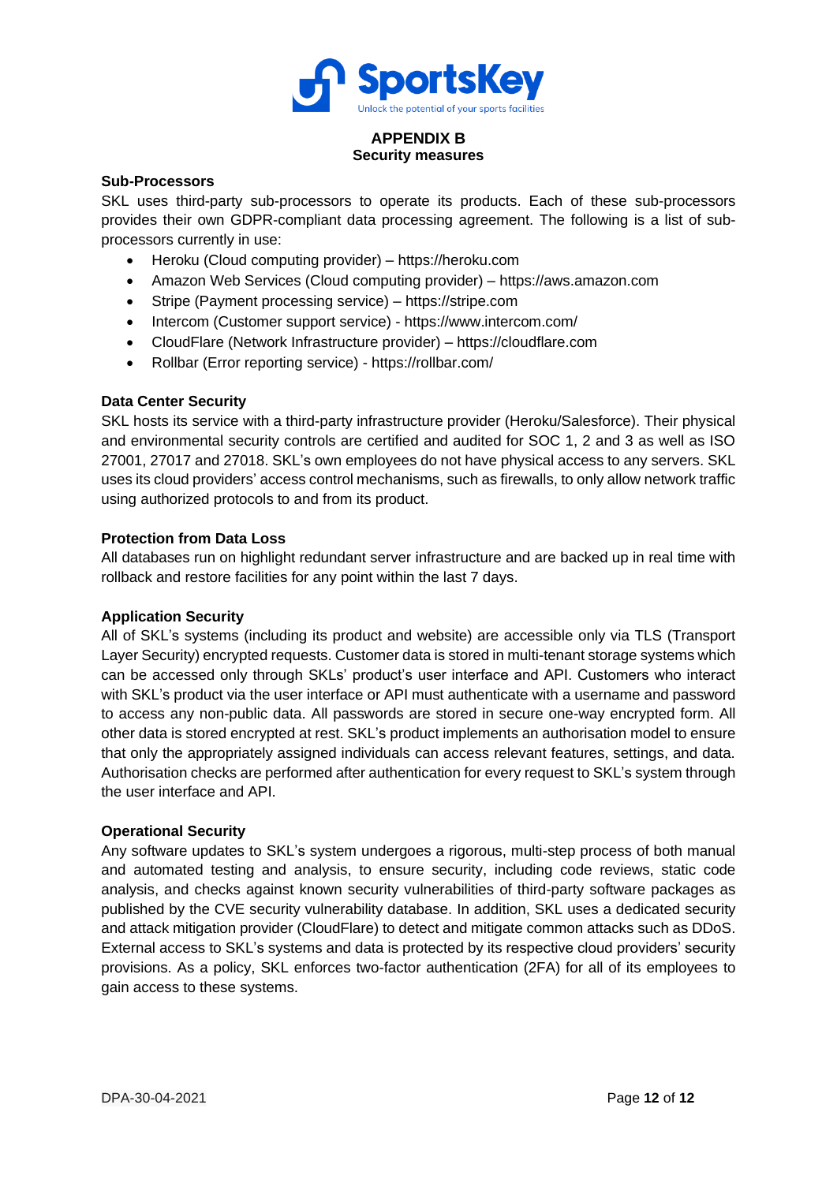SportsKey

Unlock the potential of your sports facilities

## APPENDIX B
## Security measures

**Sub-Processors**

SKL uses third-party sub-processors to operate its products. Each of these sub-processors provides their own GDPR-compliant data processing agreement. The following is a list of sub-processors currently in use:

- Heroku (Cloud computing provider) – https://heroku.com
- Amazon Web Services (Cloud computing provider) – https://aws.amazon.com
- Stripe (Payment processing service) – https://stripe.com
- Intercom (Customer support service) - https://www.intercom.com/
- CloudFlare (Network Infrastructure provider) – https://cloudflare.com
- Rollbar (Error reporting service) - https://rollbar.com/

**Data Center Security**

SKL hosts its service with a third-party infrastructure provider (Heroku/Salesforce). Their physical and environmental security controls are certified and audited for SOC 1, 2 and 3 as well as ISO 27001, 27017 and 27018. SKL's own employees do not have physical access to any servers. SKL uses its cloud providers' access control mechanisms, such as firewalls, to only allow network traffic using authorized protocols to and from its product.

**Protection from Data Loss**

All databases run on highlight redundant server infrastructure and are backed up in real time with rollback and restore facilities for any point within the last 7 days.

**Application Security**

All of SKL's systems (including its product and website) are accessible only via TLS (Transport Layer Security) encrypted requests. Customer data is stored in multi-tenant storage systems which can be accessed only through SKLs' product's user interface and API. Customers who interact with SKL's product via the user interface or API must authenticate with a username and password to access any non-public data. All passwords are stored in secure one-way encrypted form. All other data is stored encrypted at rest. SKL's product implements an authorisation model to ensure that only the appropriately assigned individuals can access relevant features, settings, and data. Authorisation checks are performed after authentication for every request to SKL's system through the user interface and API.

**Operational Security**

Any software updates to SKL's system undergoes a rigorous, multi-step process of both manual and automated testing and analysis, to ensure security, including code reviews, static code analysis, and checks against known security vulnerabilities of third-party software packages as published by the CVE security vulnerability database. In addition, SKL uses a dedicated security and attack mitigation provider (CloudFlare) to detect and mitigate common attacks such as DDoS. External access to SKL's systems and data is protected by its respective cloud providers' security provisions. As a policy, SKL enforces two-factor authentication (2FA) for all of its employees to gain access to these systems.